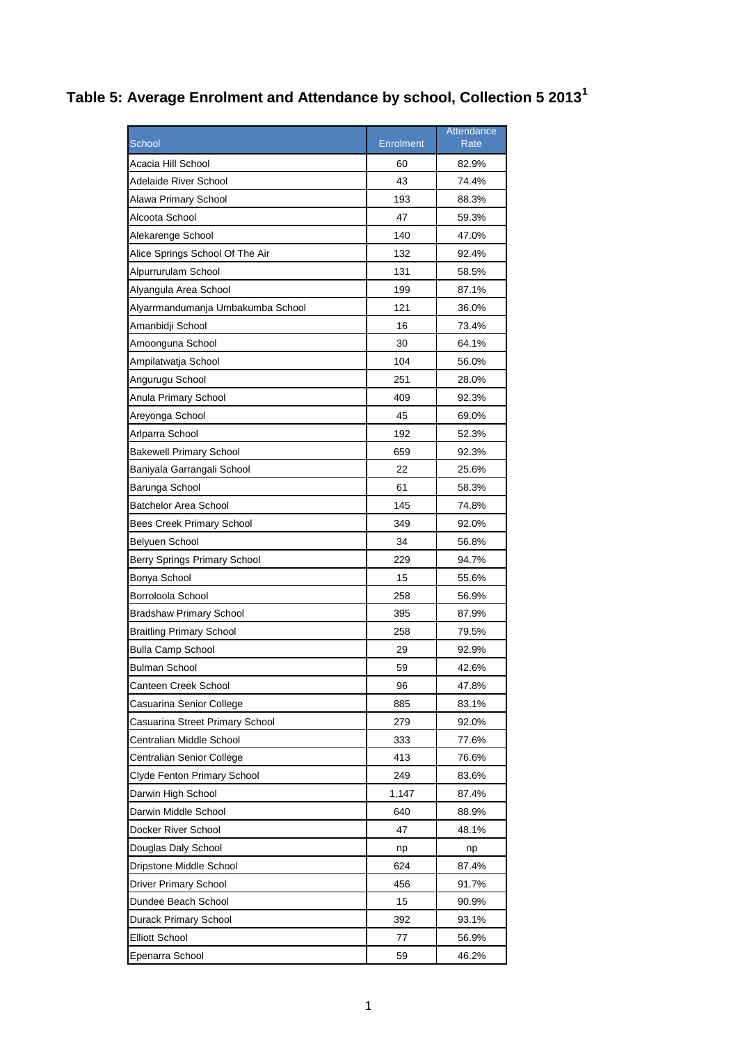## Table 5: Average Enrolment and Attendance by school, Collection 5 2013[1]

| School | Enrolment | Attendance Rate |
|---|---|---|
| Acacia Hill School | 60 | 82.9% |
| Adelaide River School | 43 | 74.4% |
| Alawa Primary School | 193 | 88.3% |
| Alcoota School | 47 | 59.3% |
| Alekarenge School | 140 | 47.0% |
| Alice Springs School Of The Air | 132 | 92.4% |
| Alpurrurulam School | 131 | 58.5% |
| Alyangula Area School | 199 | 87.1% |
| Alyarrmandumanja Umbakumba School | 121 | 36.0% |
| Amanbidji School | 16 | 73.4% |
| Amoonguna School | 30 | 64.1% |
| Ampilatwatja School | 104 | 56.0% |
| Angurugu School | 251 | 28.0% |
| Anula Primary School | 409 | 92.3% |
| Areyonga School | 45 | 69.0% |
| Arlparra School | 192 | 52.3% |
| Bakewell Primary School | 659 | 92.3% |
| Baniyala Garrangali School | 22 | 25.6% |
| Barunga School | 61 | 58.3% |
| Batchelor Area School | 145 | 74.8% |
| Bees Creek Primary School | 349 | 92.0% |
| Belyuen School | 34 | 56.8% |
| Berry Springs Primary School | 229 | 94.7% |
| Bonya School | 15 | 55.6% |
| Borroloola School | 258 | 56.9% |
| Bradshaw Primary School | 395 | 87.9% |
| Braitling Primary School | 258 | 79.5% |
| Bulla Camp School | 29 | 92.9% |
| Bulman School | 59 | 42.6% |
| Canteen Creek School | 96 | 47.8% |
| Casuarina Senior College | 885 | 83.1% |
| Casuarina Street Primary School | 279 | 92.0% |
| Centralian Middle School | 333 | 77.6% |
| Centralian Senior College | 413 | 76.6% |
| Clyde Fenton Primary School | 249 | 83.6% |
| Darwin High School | 1,147 | 87.4% |
| Darwin Middle School | 640 | 88.9% |
| Docker River School | 47 | 48.1% |
| Douglas Daly School | np | np |
| Dripstone Middle School | 624 | 87.4% |
| Driver Primary School | 456 | 91.7% |
| Dundee Beach School | 15 | 90.9% |
| Durack Primary School | 392 | 93.1% |
| Elliott School | 77 | 56.9% |
| Epenarra School | 59 | 46.2% |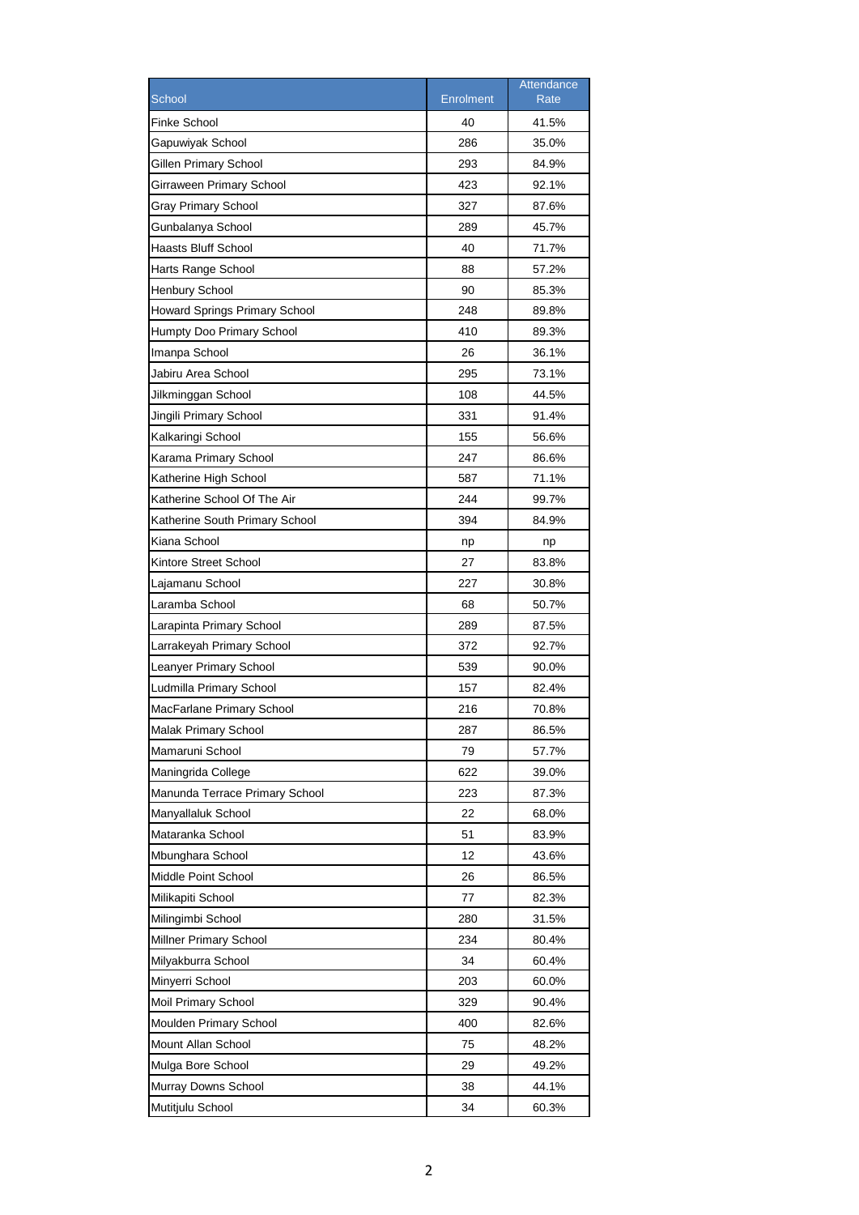| School | Enrolment | Attendance Rate |
|---|---|---|
| Finke School | 40 | 41.5% |
| Gapuwiyak School | 286 | 35.0% |
| Gillen Primary School | 293 | 84.9% |
| Girraween Primary School | 423 | 92.1% |
| Gray Primary School | 327 | 87.6% |
| Gunbalanya School | 289 | 45.7% |
| Haasts Bluff School | 40 | 71.7% |
| Harts Range School | 88 | 57.2% |
| Henbury School | 90 | 85.3% |
| Howard Springs Primary School | 248 | 89.8% |
| Humpty Doo Primary School | 410 | 89.3% |
| Imanpa School | 26 | 36.1% |
| Jabiru Area School | 295 | 73.1% |
| Jilkminggan School | 108 | 44.5% |
| Jingili Primary School | 331 | 91.4% |
| Kalkaringi School | 155 | 56.6% |
| Karama Primary School | 247 | 86.6% |
| Katherine High School | 587 | 71.1% |
| Katherine School Of The Air | 244 | 99.7% |
| Katherine South Primary School | 394 | 84.9% |
| Kiana School | np | np |
| Kintore Street School | 27 | 83.8% |
| Lajamanu School | 227 | 30.8% |
| Laramba School | 68 | 50.7% |
| Larapinta Primary School | 289 | 87.5% |
| Larrakeyah Primary School | 372 | 92.7% |
| Leanyer Primary School | 539 | 90.0% |
| Ludmilla Primary School | 157 | 82.4% |
| MacFarlane Primary School | 216 | 70.8% |
| Malak Primary School | 287 | 86.5% |
| Mamaruni School | 79 | 57.7% |
| Maningrida College | 622 | 39.0% |
| Manunda Terrace Primary School | 223 | 87.3% |
| Manyallaluk School | 22 | 68.0% |
| Mataranka School | 51 | 83.9% |
| Mbunghara School | 12 | 43.6% |
| Middle Point School | 26 | 86.5% |
| Milikapiti School | 77 | 82.3% |
| Milingimbi School | 280 | 31.5% |
| Millner Primary School | 234 | 80.4% |
| Milyakburra School | 34 | 60.4% |
| Minyerri School | 203 | 60.0% |
| Moil Primary School | 329 | 90.4% |
| Moulden Primary School | 400 | 82.6% |
| Mount Allan School | 75 | 48.2% |
| Mulga Bore School | 29 | 49.2% |
| Murray Downs School | 38 | 44.1% |
| Mutitjulu School | 34 | 60.3% |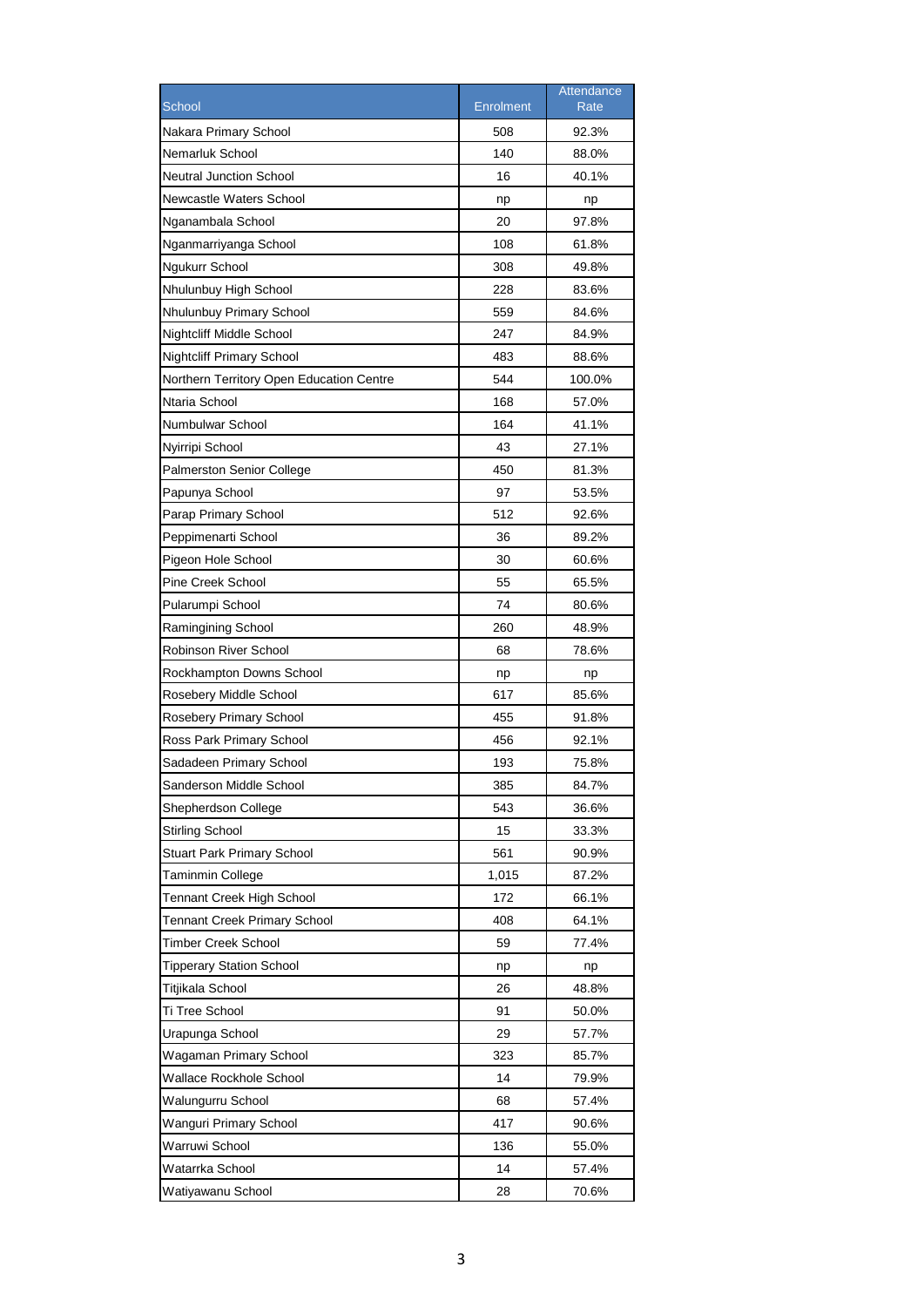| School | Enrolment | Attendance Rate |
|---|---|---|
| Nakara Primary School | 508 | 92.3% |
| Nemarluk School | 140 | 88.0% |
| Neutral Junction School | 16 | 40.1% |
| Newcastle Waters School | np | np |
| Nganambala School | 20 | 97.8% |
| Nganmarriyanga School | 108 | 61.8% |
| Ngukurr School | 308 | 49.8% |
| Nhulunbuy High School | 228 | 83.6% |
| Nhulunbuy Primary School | 559 | 84.6% |
| Nightcliff Middle School | 247 | 84.9% |
| Nightcliff Primary School | 483 | 88.6% |
| Northern Territory Open Education Centre | 544 | 100.0% |
| Ntaria School | 168 | 57.0% |
| Numbulwar School | 164 | 41.1% |
| Nyirripi School | 43 | 27.1% |
| Palmerston Senior College | 450 | 81.3% |
| Papunya School | 97 | 53.5% |
| Parap Primary School | 512 | 92.6% |
| Peppimenarti School | 36 | 89.2% |
| Pigeon Hole School | 30 | 60.6% |
| Pine Creek School | 55 | 65.5% |
| Pularumpi School | 74 | 80.6% |
| Ramingining School | 260 | 48.9% |
| Robinson River School | 68 | 78.6% |
| Rockhampton Downs School | np | np |
| Rosebery Middle School | 617 | 85.6% |
| Rosebery Primary School | 455 | 91.8% |
| Ross Park Primary School | 456 | 92.1% |
| Sadadeen Primary School | 193 | 75.8% |
| Sanderson Middle School | 385 | 84.7% |
| Shepherdson College | 543 | 36.6% |
| Stirling School | 15 | 33.3% |
| Stuart Park Primary School | 561 | 90.9% |
| Taminmin College | 1,015 | 87.2% |
| Tennant Creek High School | 172 | 66.1% |
| Tennant Creek Primary School | 408 | 64.1% |
| Timber Creek School | 59 | 77.4% |
| Tipperary Station School | np | np |
| Titjikala School | 26 | 48.8% |
| Ti Tree School | 91 | 50.0% |
| Urapunga School | 29 | 57.7% |
| Wagaman Primary School | 323 | 85.7% |
| Wallace Rockhole School | 14 | 79.9% |
| Walungurru School | 68 | 57.4% |
| Wanguri Primary School | 417 | 90.6% |
| Warruwi School | 136 | 55.0% |
| Watarrka School | 14 | 57.4% |
| Watiyawanu School | 28 | 70.6% |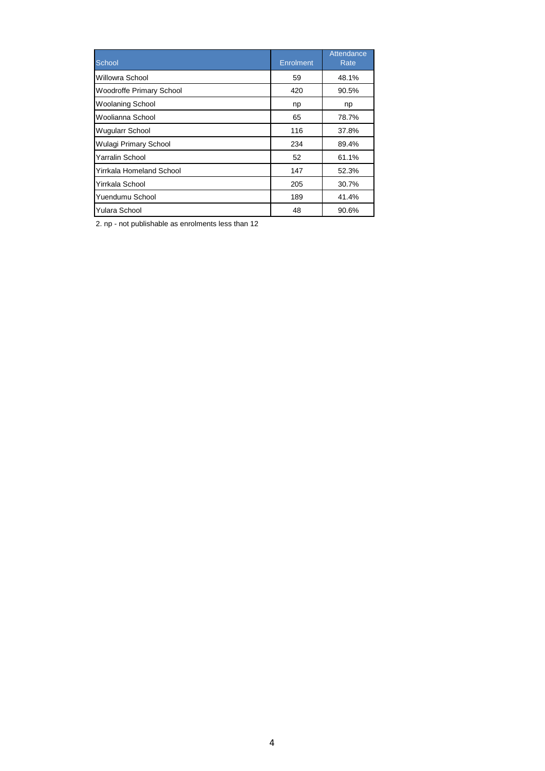| School | Enrolment | Attendance Rate |
|---|---|---|
| Willowra School | 59 | 48.1% |
| Woodroffe Primary School | 420 | 90.5% |
| Woolaning School | np | np |
| Woolianna School | 65 | 78.7% |
| Wugularr School | 116 | 37.8% |
| Wulagi Primary School | 234 | 89.4% |
| Yarralin School | 52 | 61.1% |
| Yirrkala Homeland School | 147 | 52.3% |
| Yirrkala School | 205 | 30.7% |
| Yuendumu School | 189 | 41.4% |
| Yulara School | 48 | 90.6% |

2. np - not publishable as enrolments less than 12